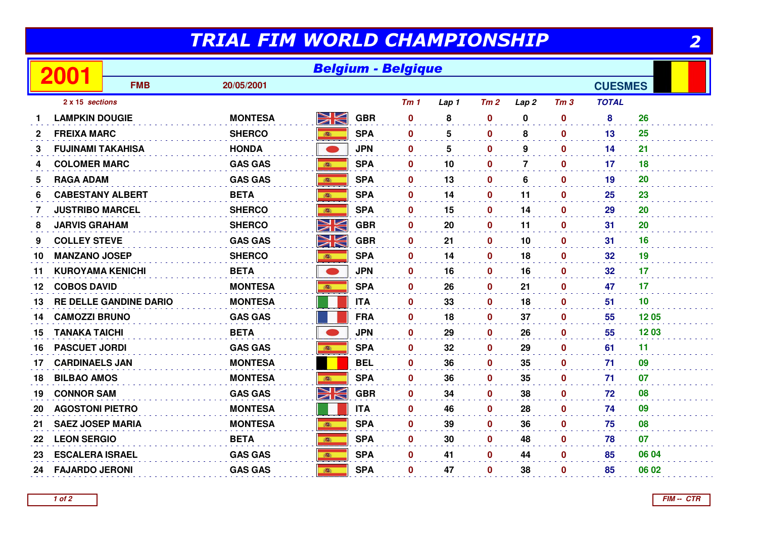# TRIAL FIM WORLD CHAMPIONSHIP

## 2001 — Belgium - Belgique

FMB 20/05/2001 CUESMES

*2 x 15 sections*

| | | | | *Tm 1* | *Lap 1* | *Tm 2* | *Lap 2* | *Tm 3* | *TOTAL* | |
|---|---|---|---|---|---|---|---|---|---|---|
| 1 | LAMPKIN DOUGIE | MONTESA | GBR | 0 | 8 | 0 | 0 | 0 | 8 | 26 |
| 2 | FREIXA MARC | SHERCO | SPA | 0 | 5 | 0 | 8 | 0 | 13 | 25 |
| 3 | FUJINAMI TAKAHISA | HONDA | JPN | 0 | 5 | 0 | 9 | 0 | 14 | 21 |
| 4 | COLOMER MARC | GAS GAS | SPA | 0 | 10 | 0 | 7 | 0 | 17 | 18 |
| 5 | RAGA ADAM | GAS GAS | SPA | 0 | 13 | 0 | 6 | 0 | 19 | 20 |
| 6 | CABESTANY ALBERT | BETA | SPA | 0 | 14 | 0 | 11 | 0 | 25 | 23 |
| 7 | JUSTRIBO MARCEL | SHERCO | SPA | 0 | 15 | 0 | 14 | 0 | 29 | 20 |
| 8 | JARVIS GRAHAM | SHERCO | GBR | 0 | 20 | 0 | 11 | 0 | 31 | 20 |
| 9 | COLLEY STEVE | GAS GAS | GBR | 0 | 21 | 0 | 10 | 0 | 31 | 16 |
| 10 | MANZANO JOSEP | SHERCO | SPA | 0 | 14 | 0 | 18 | 0 | 32 | 19 |
| 11 | KUROYAMA KENICHI | BETA | JPN | 0 | 16 | 0 | 16 | 0 | 32 | 17 |
| 12 | COBOS DAVID | MONTESA | SPA | 0 | 26 | 0 | 21 | 0 | 47 | 17 |
| 13 | RE DELLE GANDINE DARIO | MONTESA | ITA | 0 | 33 | 0 | 18 | 0 | 51 | 10 |
| 14 | CAMOZZI BRUNO | GAS GAS | FRA | 0 | 18 | 0 | 37 | 0 | 55 | 12 05 |
| 15 | TANAKA TAICHI | BETA | JPN | 0 | 29 | 0 | 26 | 0 | 55 | 12 03 |
| 16 | PASCUET JORDI | GAS GAS | SPA | 0 | 32 | 0 | 29 | 0 | 61 | 11 |
| 17 | CARDINAELS JAN | MONTESA | BEL | 0 | 36 | 0 | 35 | 0 | 71 | 09 |
| 18 | BILBAO AMOS | MONTESA | SPA | 0 | 36 | 0 | 35 | 0 | 71 | 07 |
| 19 | CONNOR SAM | GAS GAS | GBR | 0 | 34 | 0 | 38 | 0 | 72 | 08 |
| 20 | AGOSTONI PIETRO | MONTESA | ITA | 0 | 46 | 0 | 28 | 0 | 74 | 09 |
| 21 | SAEZ JOSEP MARIA | MONTESA | SPA | 0 | 39 | 0 | 36 | 0 | 75 | 08 |
| 22 | LEON SERGIO | BETA | SPA | 0 | 30 | 0 | 48 | 0 | 78 | 07 |
| 23 | ESCALERA ISRAEL | GAS GAS | SPA | 0 | 41 | 0 | 44 | 0 | 85 | 06 04 |
| 24 | FAJARDO JERONI | GAS GAS | SPA | 0 | 47 | 0 | 38 | 0 | 85 | 06 02 |

FIM -- CTR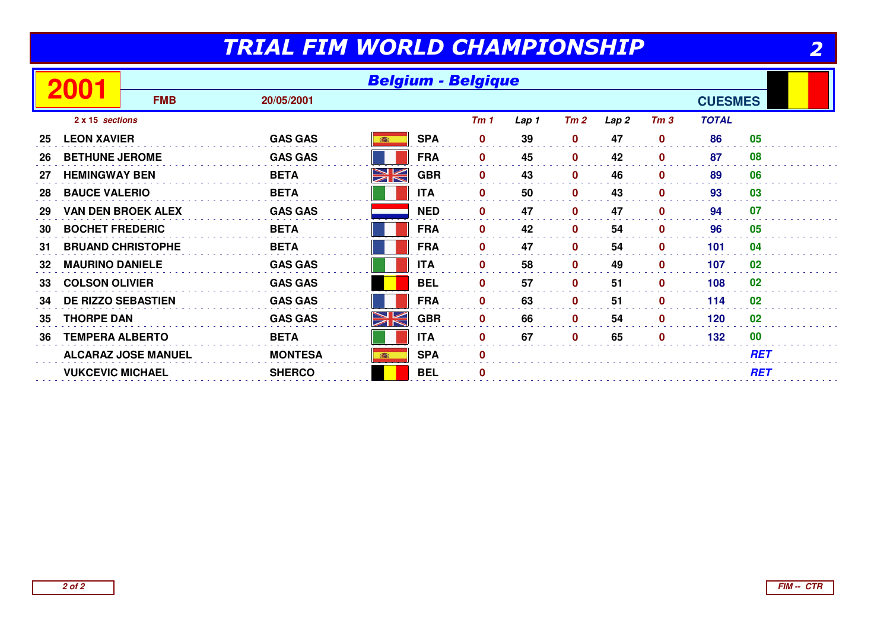# TRIAL FIM WORLD CHAMPIONSHIP

## 2001 — Belgium - Belgique

FMB 20/05/2001 CUESMES

| 2 x 15 *sections* | | | | | Tm 1 | Lap 1 | Tm 2 | Lap 2 | Tm 3 | TOTAL | |
|---|---|---|---|---|---|---|---|---|---|---|---|
| 25 | LEON XAVIER | GAS GAS | | SPA | 0 | 39 | 0 | 47 | 0 | 86 | 05 |
| 26 | BETHUNE JEROME | GAS GAS | | FRA | 0 | 45 | 0 | 42 | 0 | 87 | 08 |
| 27 | HEMINGWAY BEN | BETA | | GBR | 0 | 43 | 0 | 46 | 0 | 89 | 06 |
| 28 | BAUCE VALERIO | BETA | | ITA | 0 | 50 | 0 | 43 | 0 | 93 | 03 |
| 29 | VAN DEN BROEK ALEX | GAS GAS | | NED | 0 | 47 | 0 | 47 | 0 | 94 | 07 |
| 30 | BOCHET FREDERIC | BETA | | FRA | 0 | 42 | 0 | 54 | 0 | 96 | 05 |
| 31 | BRUAND CHRISTOPHE | BETA | | FRA | 0 | 47 | 0 | 54 | 0 | 101 | 04 |
| 32 | MAURINO DANIELE | GAS GAS | | ITA | 0 | 58 | 0 | 49 | 0 | 107 | 02 |
| 33 | COLSON OLIVIER | GAS GAS | | BEL | 0 | 57 | 0 | 51 | 0 | 108 | 02 |
| 34 | DE RIZZO SEBASTIEN | GAS GAS | | FRA | 0 | 63 | 0 | 51 | 0 | 114 | 02 |
| 35 | THORPE DAN | GAS GAS | | GBR | 0 | 66 | 0 | 54 | 0 | 120 | 02 |
| 36 | TEMPERA ALBERTO | BETA | | ITA | 0 | 67 | 0 | 65 | 0 | 132 | 00 |
| | ALCARAZ JOSE MANUEL | MONTESA | | SPA | 0 | | | | | | RET |
| | VUKCEVIC MICHAEL | SHERCO | | BEL | 0 | | | | | | RET |

FIM -- CTR